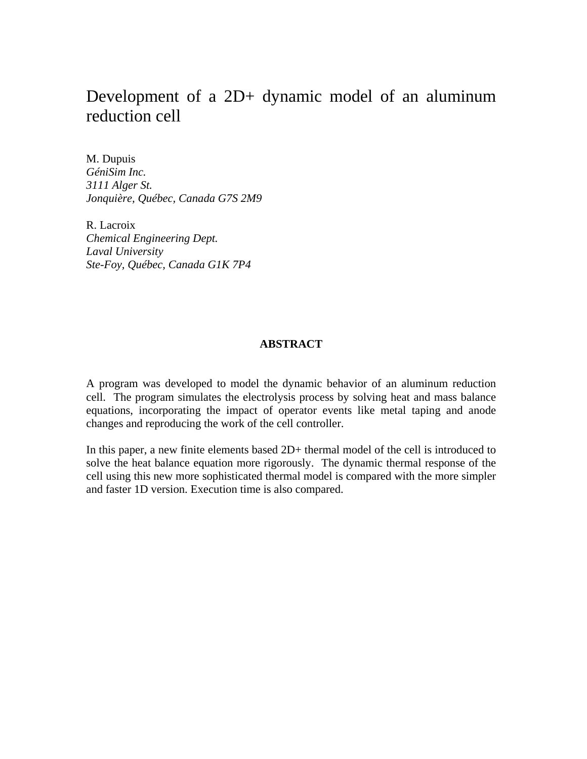# Development of a 2D+ dynamic model of an aluminum reduction cell

M. Dupuis
*GéniSim Inc.*
*3111 Alger St.*
*Jonquière, Québec, Canada G7S 2M9*

R. Lacroix
*Chemical Engineering Dept.*
*Laval University*
*Ste-Foy, Québec, Canada G1K 7P4*

## ABSTRACT

A program was developed to model the dynamic behavior of an aluminum reduction cell. The program simulates the electrolysis process by solving heat and mass balance equations, incorporating the impact of operator events like metal taping and anode changes and reproducing the work of the cell controller.

In this paper, a new finite elements based 2D+ thermal model of the cell is introduced to solve the heat balance equation more rigorously. The dynamic thermal response of the cell using this new more sophisticated thermal model is compared with the more simpler and faster 1D version. Execution time is also compared.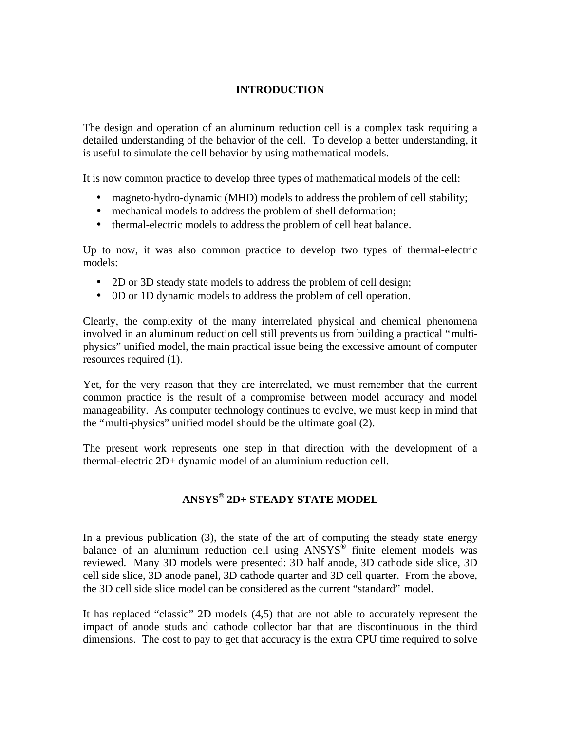## INTRODUCTION

The design and operation of an aluminum reduction cell is a complex task requiring a detailed understanding of the behavior of the cell. To develop a better understanding, it is useful to simulate the cell behavior by using mathematical models.

It is now common practice to develop three types of mathematical models of the cell:

- magneto-hydro-dynamic (MHD) models to address the problem of cell stability;
- mechanical models to address the problem of shell deformation;
- thermal-electric models to address the problem of cell heat balance.

Up to now, it was also common practice to develop two types of thermal-electric models:

- 2D or 3D steady state models to address the problem of cell design;
- 0D or 1D dynamic models to address the problem of cell operation.

Clearly, the complexity of the many interrelated physical and chemical phenomena involved in an aluminum reduction cell still prevents us from building a practical "multi-physics" unified model, the main practical issue being the excessive amount of computer resources required (1).

Yet, for the very reason that they are interrelated, we must remember that the current common practice is the result of a compromise between model accuracy and model manageability. As computer technology continues to evolve, we must keep in mind that the "multi-physics" unified model should be the ultimate goal (2).

The present work represents one step in that direction with the development of a thermal-electric 2D+ dynamic model of an aluminium reduction cell.

## ANSYS® 2D+ STEADY STATE MODEL

In a previous publication (3), the state of the art of computing the steady state energy balance of an aluminum reduction cell using ANSYS® finite element models was reviewed. Many 3D models were presented: 3D half anode, 3D cathode side slice, 3D cell side slice, 3D anode panel, 3D cathode quarter and 3D cell quarter. From the above, the 3D cell side slice model can be considered as the current "standard" model.

It has replaced "classic" 2D models (4,5) that are not able to accurately represent the impact of anode studs and cathode collector bar that are discontinuous in the third dimensions. The cost to pay to get that accuracy is the extra CPU time required to solve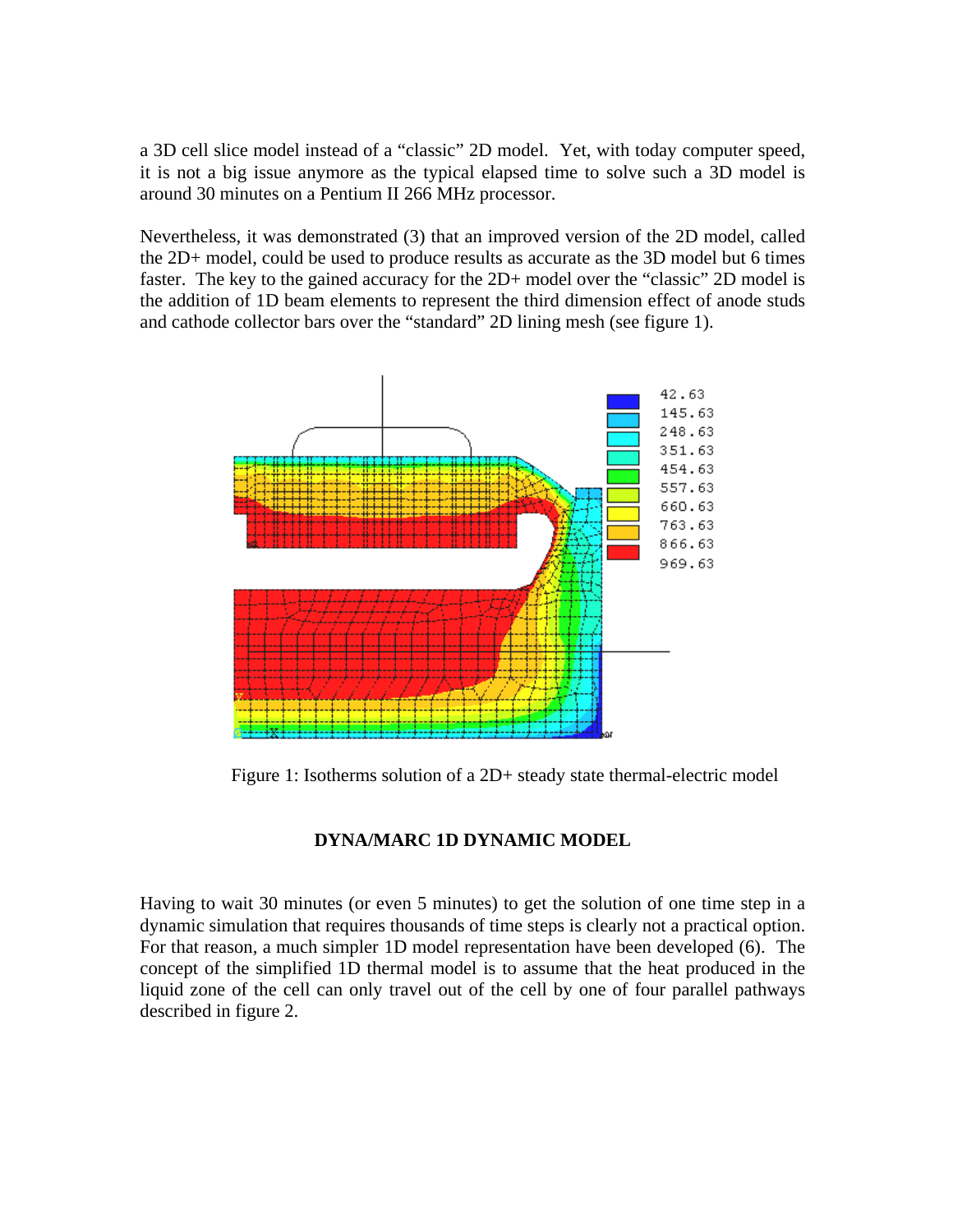a 3D cell slice model instead of a "classic" 2D model. Yet, with today computer speed, it is not a big issue anymore as the typical elapsed time to solve such a 3D model is around 30 minutes on a Pentium II 266 MHz processor.

Nevertheless, it was demonstrated (3) that an improved version of the 2D model, called the 2D+ model, could be used to produce results as accurate as the 3D model but 6 times faster. The key to the gained accuracy for the 2D+ model over the "classic" 2D model is the addition of 1D beam elements to represent the third dimension effect of anode studs and cathode collector bars over the "standard" 2D lining mesh (see figure 1).

Figure 1: Isotherms solution of a 2D+ steady state thermal-electric model

## DYNA/MARC 1D DYNAMIC MODEL

Having to wait 30 minutes (or even 5 minutes) to get the solution of one time step in a dynamic simulation that requires thousands of time steps is clearly not a practical option. For that reason, a much simpler 1D model representation have been developed (6). The concept of the simplified 1D thermal model is to assume that the heat produced in the liquid zone of the cell can only travel out of the cell by one of four parallel pathways described in figure 2.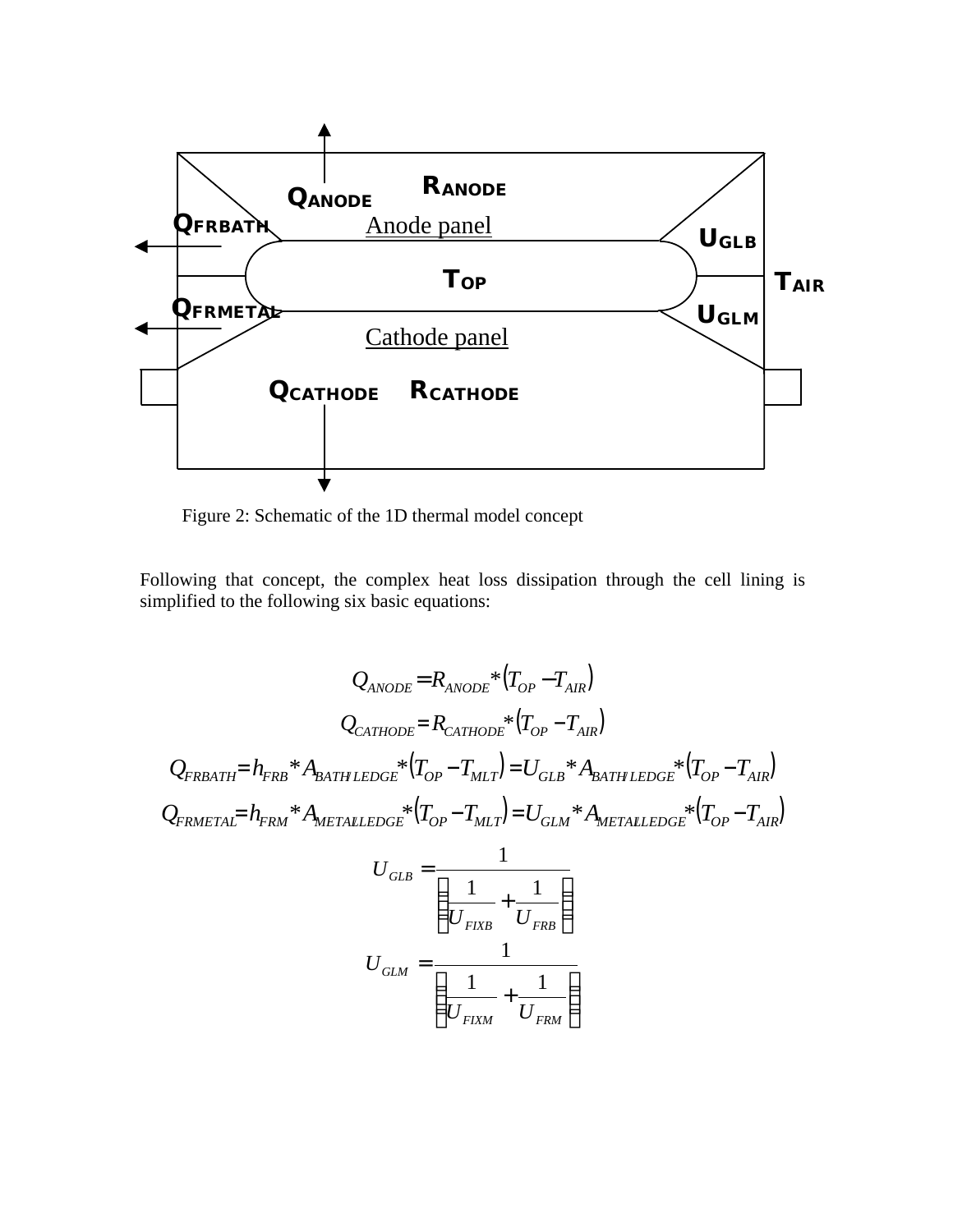Figure 2: Schematic of the 1D thermal model concept

Following that concept, the complex heat loss dissipation through the cell lining is simplified to the following six basic equations:

$$Q_{ANODE} = R_{ANODE} * (T_{OP} - T_{AIR})$$

$$Q_{CATHODE} = R_{CATHODE} * (T_{OP} - T_{AIR})$$

$$Q_{FRBATH} = h_{FRB} * A_{BATH/LEDGE} * (T_{OP} - T_{MLT}) = U_{GLB} * A_{BATH/LEDGE} * (T_{OP} - T_{AIR})$$

$$Q_{FRMETAL} = h_{FRM} * A_{METAL/LEDGE} * (T_{OP} - T_{MLT}) = U_{GLM} * A_{METAL/LEDGE} * (T_{OP} - T_{AIR})$$

$$U_{GLB} = \frac{1}{\left(\frac{1}{U_{FIXB}} + \frac{1}{U_{FRB}}\right)}$$

$$U_{GLM} = \frac{1}{\left(\frac{1}{U_{FIXM}} + \frac{1}{U_{FRM}}\right)}$$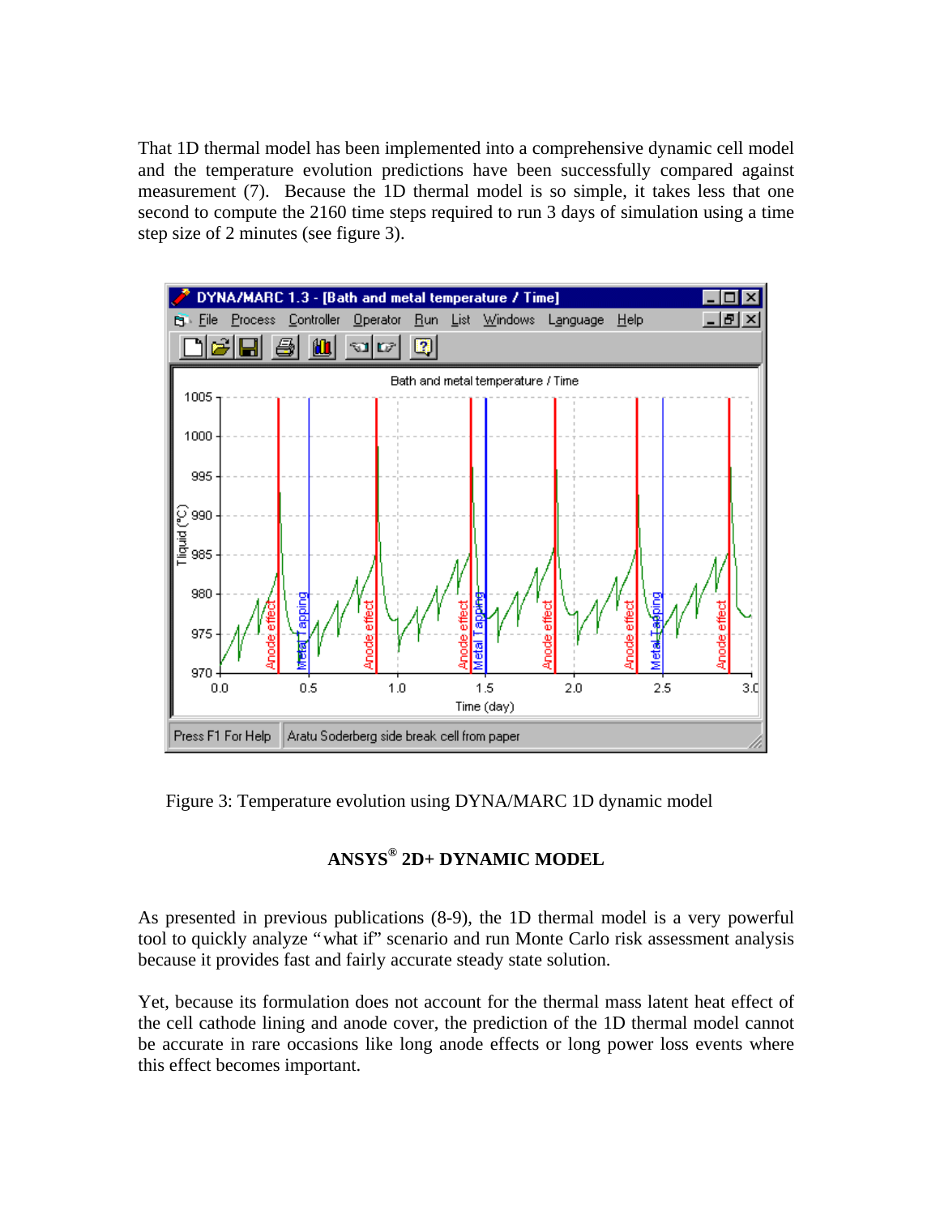That 1D thermal model has been implemented into a comprehensive dynamic cell model and the temperature evolution predictions have been successfully compared against measurement (7). Because the 1D thermal model is so simple, it takes less that one second to compute the 2160 time steps required to run 3 days of simulation using a time step size of 2 minutes (see figure 3).

Figure 3: Temperature evolution using DYNA/MARC 1D dynamic model

## ANSYS® 2D+ DYNAMIC MODEL

As presented in previous publications (8-9), the 1D thermal model is a very powerful tool to quickly analyze "what if" scenario and run Monte Carlo risk assessment analysis because it provides fast and fairly accurate steady state solution.

Yet, because its formulation does not account for the thermal mass latent heat effect of the cell cathode lining and anode cover, the prediction of the 1D thermal model cannot be accurate in rare occasions like long anode effects or long power loss events where this effect becomes important.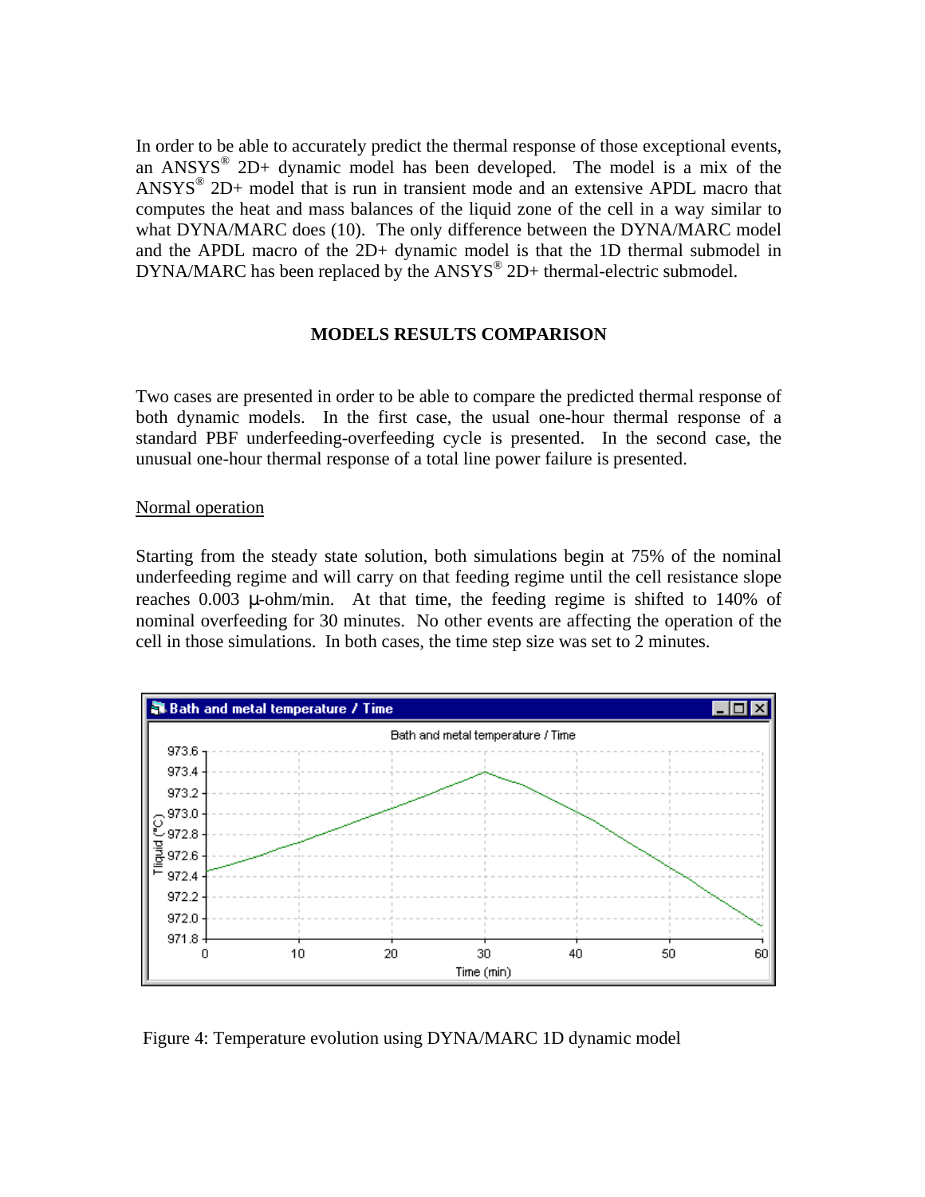In order to be able to accurately predict the thermal response of those exceptional events, an ANSYS® 2D+ dynamic model has been developed. The model is a mix of the ANSYS® 2D+ model that is run in transient mode and an extensive APDL macro that computes the heat and mass balances of the liquid zone of the cell in a way similar to what DYNA/MARC does (10). The only difference between the DYNA/MARC model and the APDL macro of the 2D+ dynamic model is that the 1D thermal submodel in DYNA/MARC has been replaced by the ANSYS® 2D+ thermal-electric submodel.

## MODELS RESULTS COMPARISON

Two cases are presented in order to be able to compare the predicted thermal response of both dynamic models. In the first case, the usual one-hour thermal response of a standard PBF underfeeding-overfeeding cycle is presented. In the second case, the unusual one-hour thermal response of a total line power failure is presented.

### Normal operation

Starting from the steady state solution, both simulations begin at 75% of the nominal underfeeding regime and will carry on that feeding regime until the cell resistance slope reaches 0.003 μ-ohm/min. At that time, the feeding regime is shifted to 140% of nominal overfeeding for 30 minutes. No other events are affecting the operation of the cell in those simulations. In both cases, the time step size was set to 2 minutes.

Figure 4: Temperature evolution using DYNA/MARC 1D dynamic model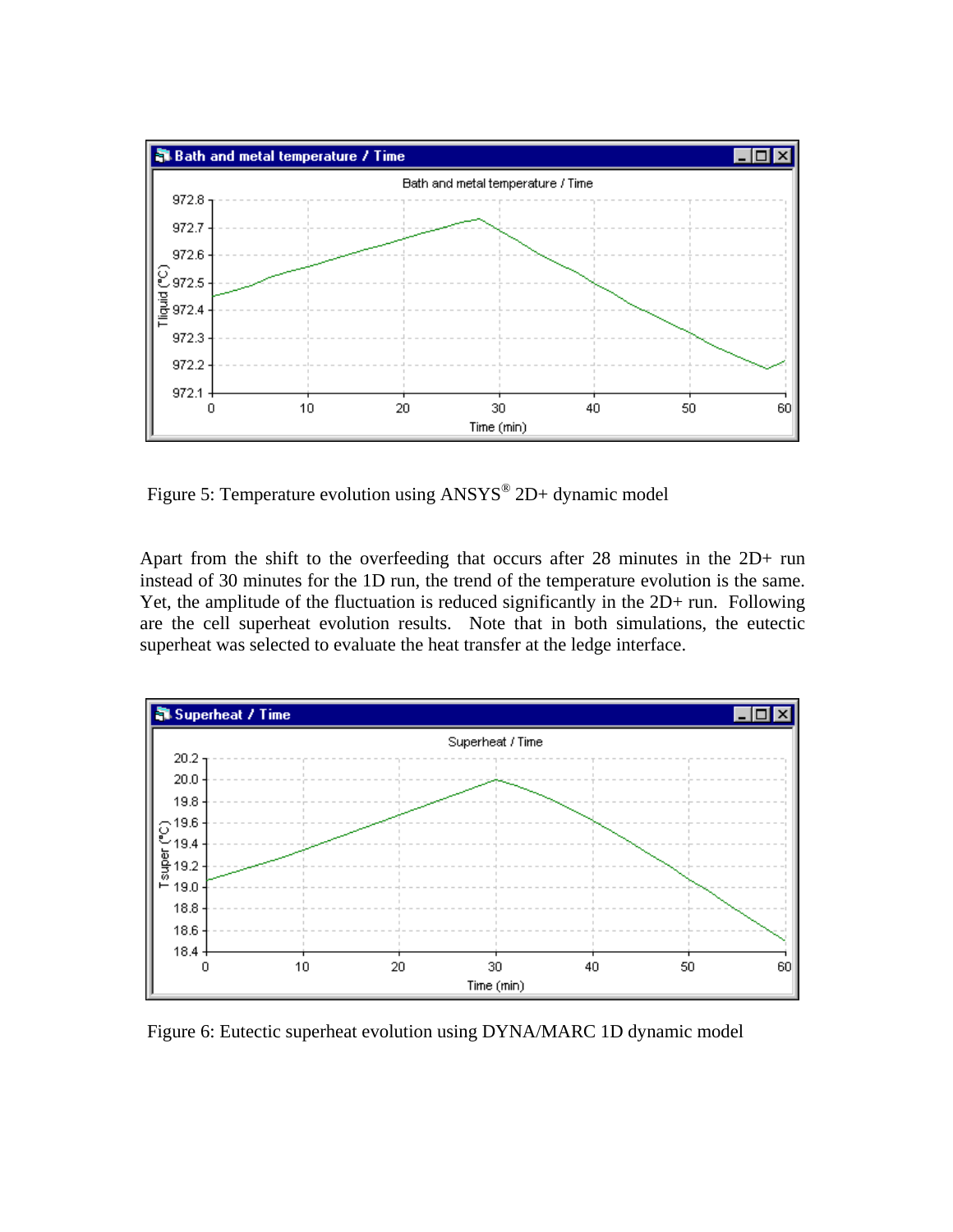Figure 5: Temperature evolution using ANSYS® 2D+ dynamic model

Apart from the shift to the overfeeding that occurs after 28 minutes in the 2D+ run instead of 30 minutes for the 1D run, the trend of the temperature evolution is the same. Yet, the amplitude of the fluctuation is reduced significantly in the 2D+ run. Following are the cell superheat evolution results. Note that in both simulations, the eutectic superheat was selected to evaluate the heat transfer at the ledge interface.

Figure 6: Eutectic superheat evolution using DYNA/MARC 1D dynamic model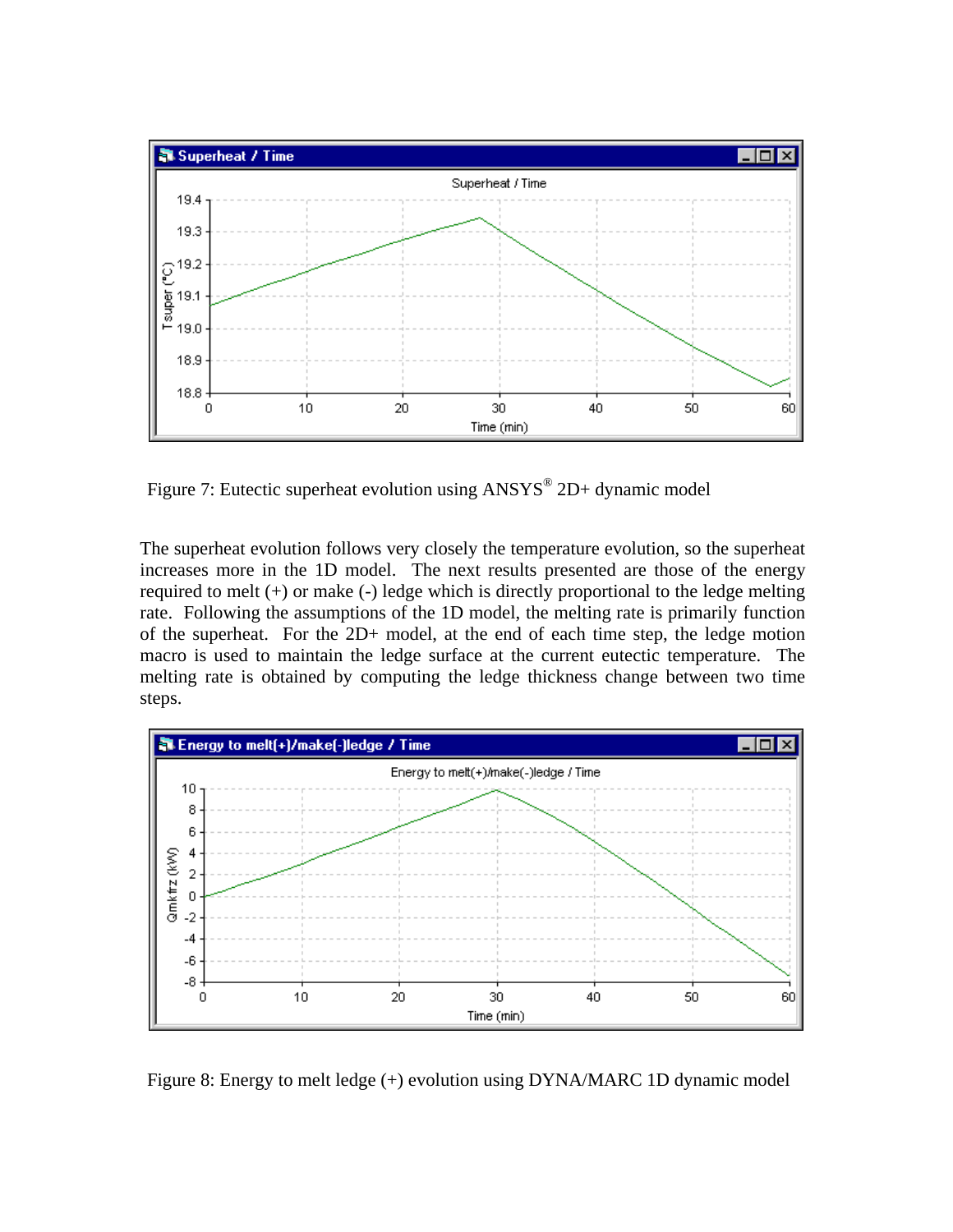Figure 7: Eutectic superheat evolution using ANSYS® 2D+ dynamic model

The superheat evolution follows very closely the temperature evolution, so the superheat increases more in the 1D model. The next results presented are those of the energy required to melt (+) or make (-) ledge which is directly proportional to the ledge melting rate. Following the assumptions of the 1D model, the melting rate is primarily function of the superheat. For the 2D+ model, at the end of each time step, the ledge motion macro is used to maintain the ledge surface at the current eutectic temperature. The melting rate is obtained by computing the ledge thickness change between two time steps.

Figure 8: Energy to melt ledge (+) evolution using DYNA/MARC 1D dynamic model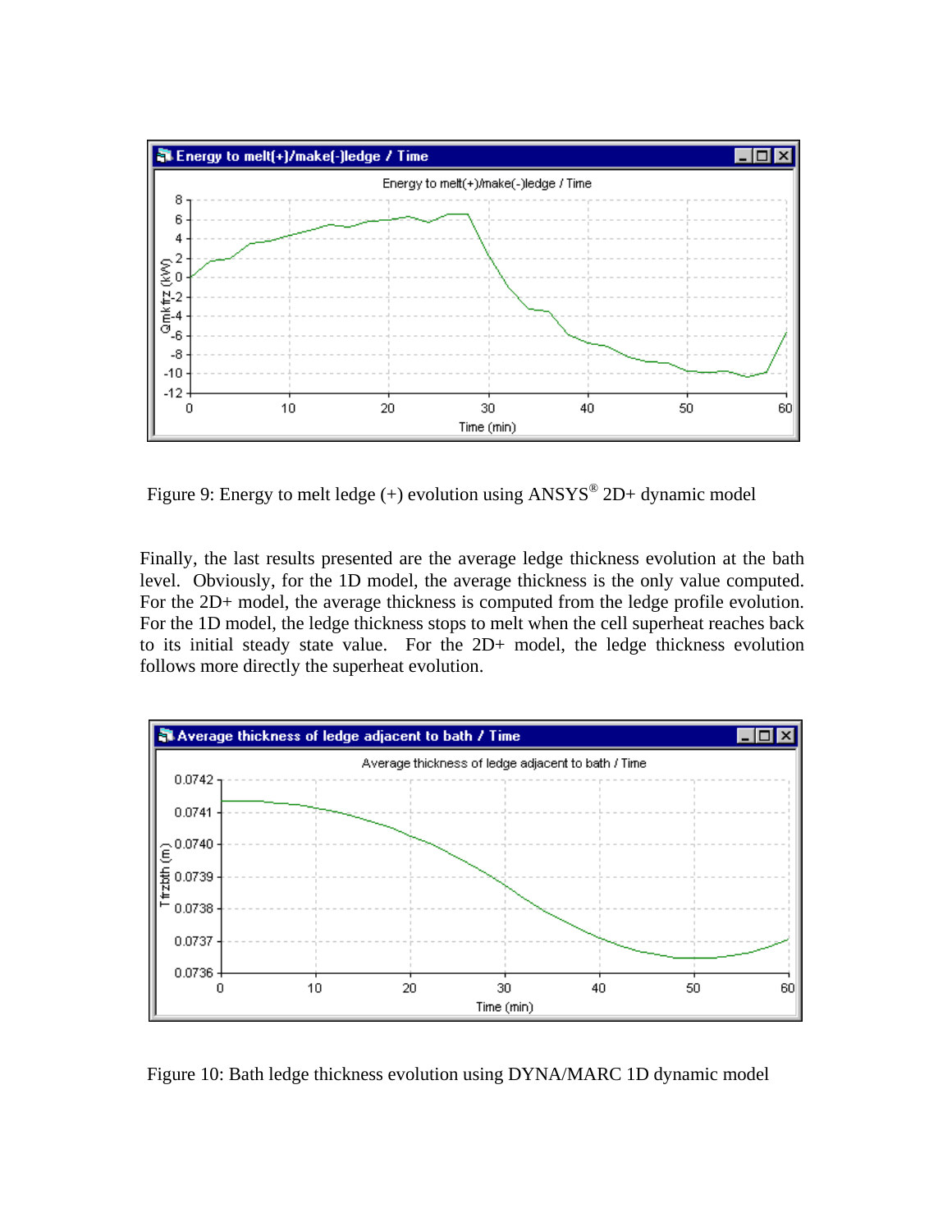Figure 9: Energy to melt ledge (+) evolution using ANSYS® 2D+ dynamic model

Finally, the last results presented are the average ledge thickness evolution at the bath level. Obviously, for the 1D model, the average thickness is the only value computed. For the 2D+ model, the average thickness is computed from the ledge profile evolution. For the 1D model, the ledge thickness stops to melt when the cell superheat reaches back to its initial steady state value. For the 2D+ model, the ledge thickness evolution follows more directly the superheat evolution.

Figure 10: Bath ledge thickness evolution using DYNA/MARC 1D dynamic model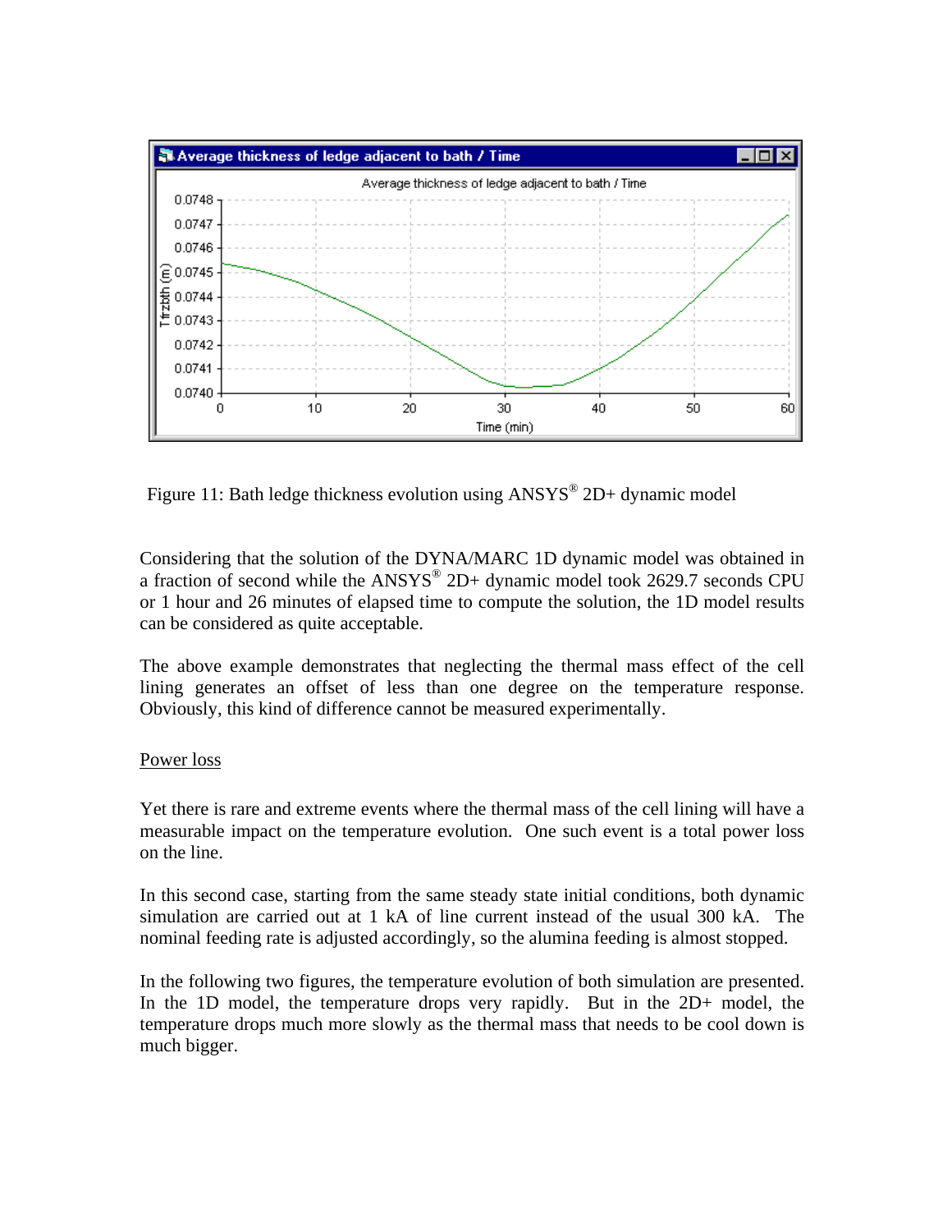Figure 11: Bath ledge thickness evolution using ANSYS® 2D+ dynamic model

Considering that the solution of the DYNA/MARC 1D dynamic model was obtained in a fraction of second while the ANSYS® 2D+ dynamic model took 2629.7 seconds CPU or 1 hour and 26 minutes of elapsed time to compute the solution, the 1D model results can be considered as quite acceptable.

The above example demonstrates that neglecting the thermal mass effect of the cell lining generates an offset of less than one degree on the temperature response. Obviously, this kind of difference cannot be measured experimentally.

<u>Power loss</u>

Yet there is rare and extreme events where the thermal mass of the cell lining will have a measurable impact on the temperature evolution. One such event is a total power loss on the line.

In this second case, starting from the same steady state initial conditions, both dynamic simulation are carried out at 1 kA of line current instead of the usual 300 kA. The nominal feeding rate is adjusted accordingly, so the alumina feeding is almost stopped.

In the following two figures, the temperature evolution of both simulation are presented. In the 1D model, the temperature drops very rapidly. But in the 2D+ model, the temperature drops much more slowly as the thermal mass that needs to be cool down is much bigger.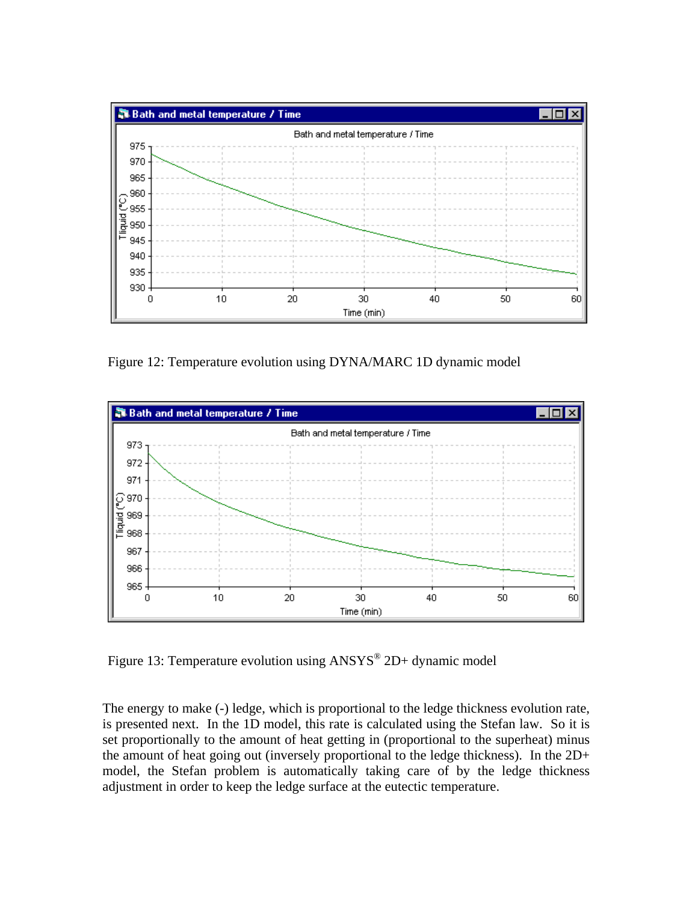Figure 12: Temperature evolution using DYNA/MARC 1D dynamic model

Figure 13: Temperature evolution using ANSYS® 2D+ dynamic model

The energy to make (-) ledge, which is proportional to the ledge thickness evolution rate, is presented next. In the 1D model, this rate is calculated using the Stefan law. So it is set proportionally to the amount of heat getting in (proportional to the superheat) minus the amount of heat going out (inversely proportional to the ledge thickness). In the 2D+ model, the Stefan problem is automatically taking care of by the ledge thickness adjustment in order to keep the ledge surface at the eutectic temperature.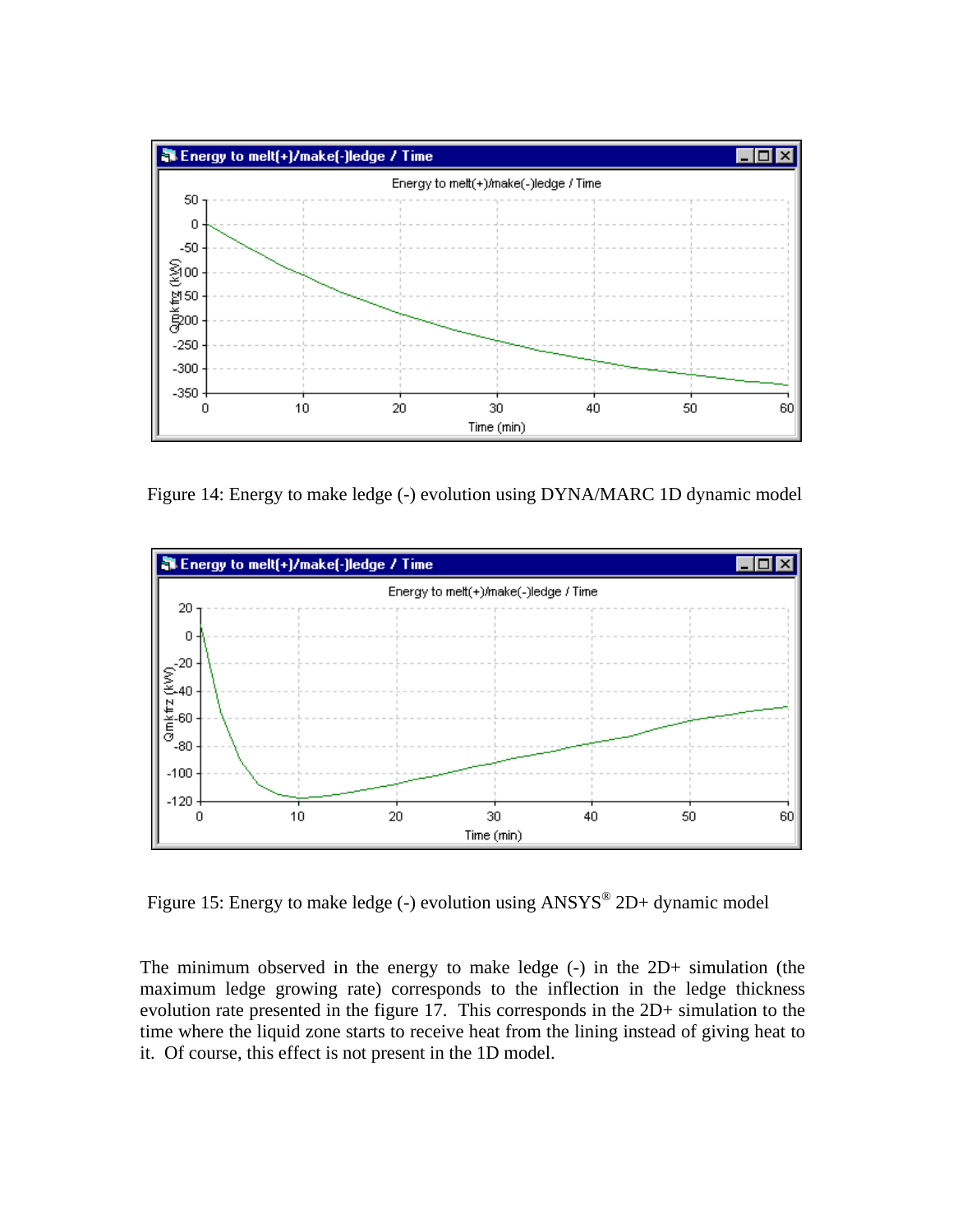Figure 14: Energy to make ledge (-) evolution using DYNA/MARC 1D dynamic model

Figure 15: Energy to make ledge (-) evolution using ANSYS® 2D+ dynamic model

The minimum observed in the energy to make ledge (-) in the 2D+ simulation (the maximum ledge growing rate) corresponds to the inflection in the ledge thickness evolution rate presented in the figure 17. This corresponds in the 2D+ simulation to the time where the liquid zone starts to receive heat from the lining instead of giving heat to it. Of course, this effect is not present in the 1D model.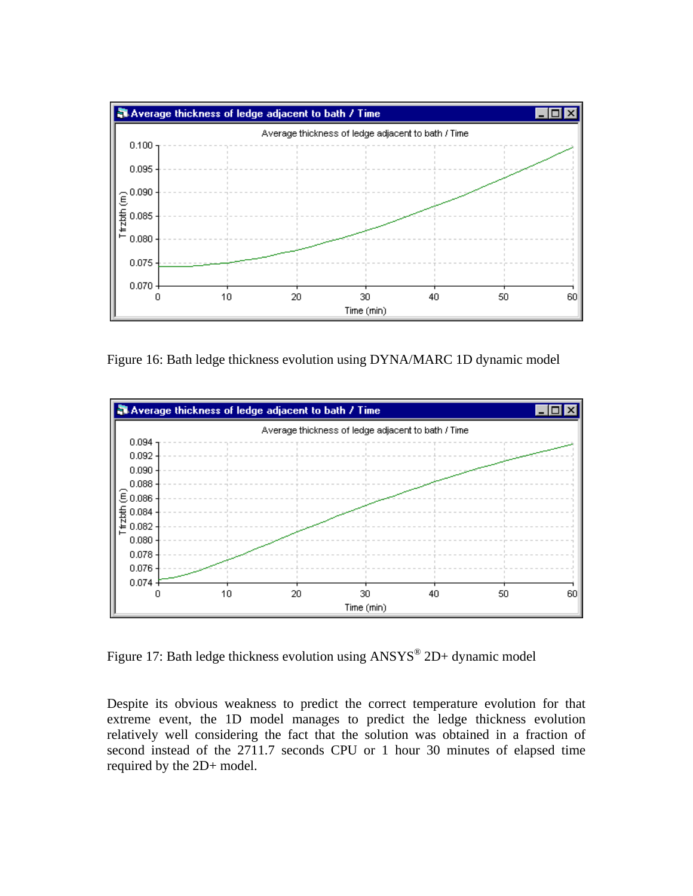Figure 16: Bath ledge thickness evolution using DYNA/MARC 1D dynamic model

Figure 17: Bath ledge thickness evolution using ANSYS® 2D+ dynamic model

Despite its obvious weakness to predict the correct temperature evolution for that extreme event, the 1D model manages to predict the ledge thickness evolution relatively well considering the fact that the solution was obtained in a fraction of second instead of the 2711.7 seconds CPU or 1 hour 30 minutes of elapsed time required by the 2D+ model.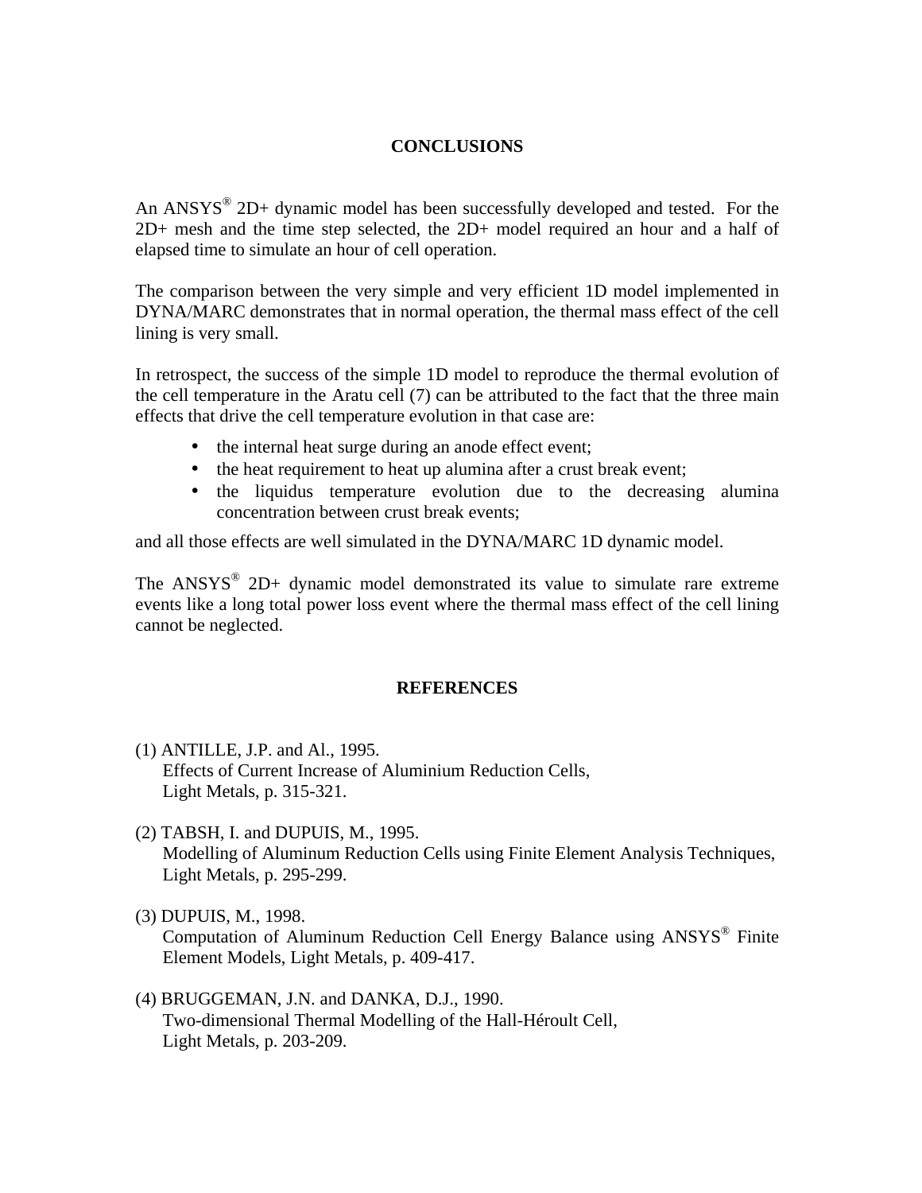## CONCLUSIONS

An ANSYS® 2D+ dynamic model has been successfully developed and tested. For the 2D+ mesh and the time step selected, the 2D+ model required an hour and a half of elapsed time to simulate an hour of cell operation.

The comparison between the very simple and very efficient 1D model implemented in DYNA/MARC demonstrates that in normal operation, the thermal mass effect of the cell lining is very small.

In retrospect, the success of the simple 1D model to reproduce the thermal evolution of the cell temperature in the Aratu cell (7) can be attributed to the fact that the three main effects that drive the cell temperature evolution in that case are:

- the internal heat surge during an anode effect event;
- the heat requirement to heat up alumina after a crust break event;
- the liquidus temperature evolution due to the decreasing alumina concentration between crust break events;

and all those effects are well simulated in the DYNA/MARC 1D dynamic model.

The ANSYS® 2D+ dynamic model demonstrated its value to simulate rare extreme events like a long total power loss event where the thermal mass effect of the cell lining cannot be neglected.

## REFERENCES

(1) ANTILLE, J.P. and Al., 1995.
Effects of Current Increase of Aluminium Reduction Cells,
Light Metals, p. 315-321.

(2) TABSH, I. and DUPUIS, M., 1995.
Modelling of Aluminum Reduction Cells using Finite Element Analysis Techniques,
Light Metals, p. 295-299.

(3) DUPUIS, M., 1998.
Computation of Aluminum Reduction Cell Energy Balance using ANSYS® Finite Element Models, Light Metals, p. 409-417.

(4) BRUGGEMAN, J.N. and DANKA, D.J., 1990.
Two-dimensional Thermal Modelling of the Hall-Héroult Cell,
Light Metals, p. 203-209.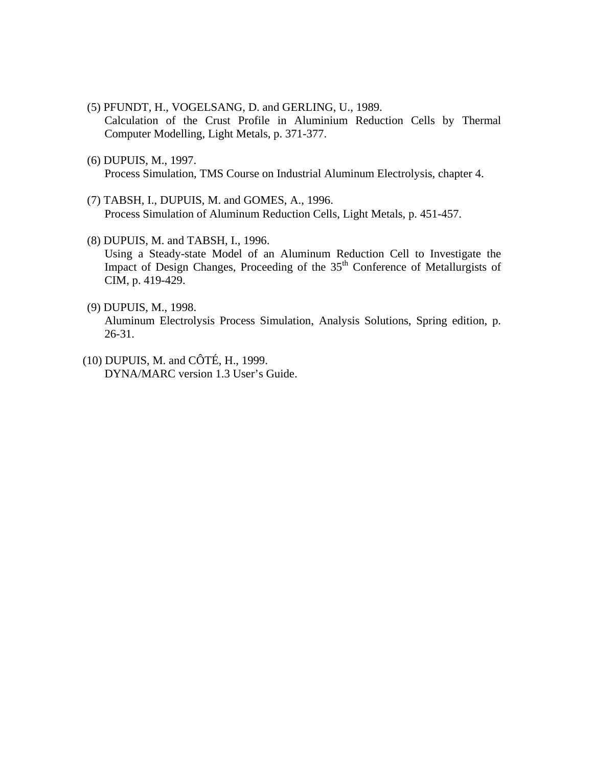(5) PFUNDT, H., VOGELSANG, D. and GERLING, U., 1989.
Calculation of the Crust Profile in Aluminium Reduction Cells by Thermal Computer Modelling, Light Metals, p. 371-377.

(6) DUPUIS, M., 1997.
Process Simulation, TMS Course on Industrial Aluminum Electrolysis, chapter 4.

(7) TABSH, I., DUPUIS, M. and GOMES, A., 1996.
Process Simulation of Aluminum Reduction Cells, Light Metals, p. 451-457.

(8) DUPUIS, M. and TABSH, I., 1996.
Using a Steady-state Model of an Aluminum Reduction Cell to Investigate the Impact of Design Changes, Proceeding of the 35th Conference of Metallurgists of CIM, p. 419-429.

(9) DUPUIS, M., 1998.
Aluminum Electrolysis Process Simulation, Analysis Solutions, Spring edition, p. 26-31.

(10) DUPUIS, M. and CÔTÉ, H., 1999.
DYNA/MARC version 1.3 User's Guide.